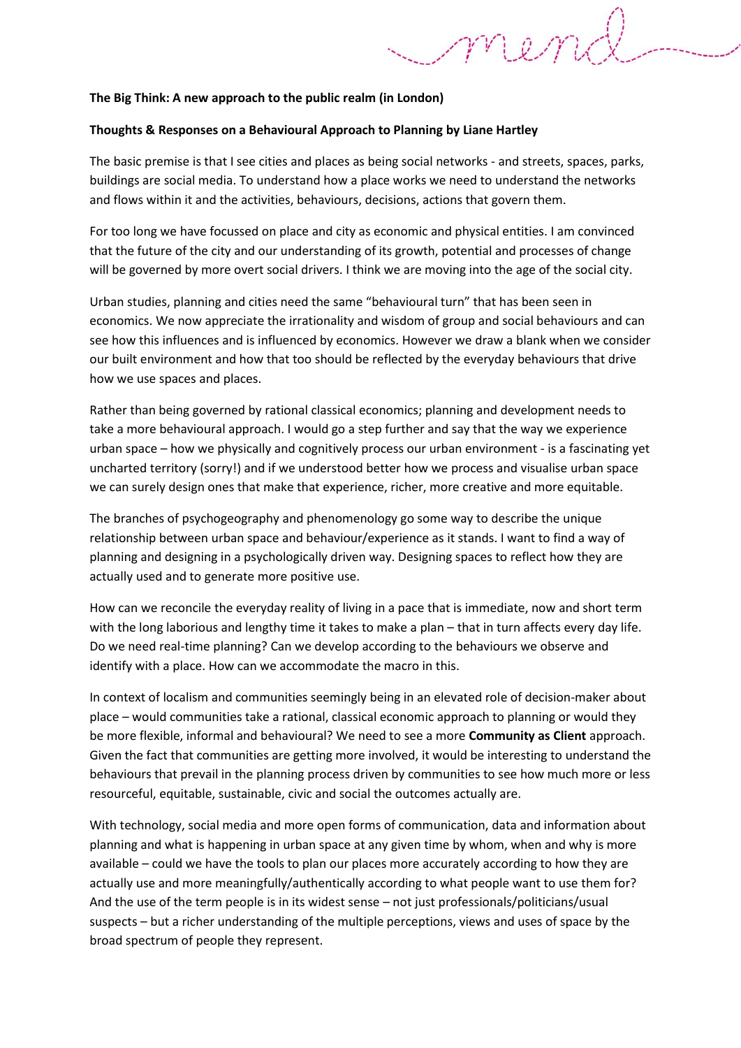**The Big Think: A new approach to the public realm (in London)**

**Thoughts & Responses on a Behavioural Approach to Planning by Liane Hartley**

The basic premise is that I see cities and places as being social networks - and streets, spaces, parks, buildings are social media. To understand how a place works we need to understand the networks and flows within it and the activities, behaviours, decisions, actions that govern them.

For too long we have focussed on place and city as economic and physical entities. I am convinced that the future of the city and our understanding of its growth, potential and processes of change will be governed by more overt social drivers. I think we are moving into the age of the social city.

Urban studies, planning and cities need the same "behavioural turn" that has been seen in economics. We now appreciate the irrationality and wisdom of group and social behaviours and can see how this influences and is influenced by economics. However we draw a blank when we consider our built environment and how that too should be reflected by the everyday behaviours that drive how we use spaces and places.

Rather than being governed by rational classical economics; planning and development needs to take a more behavioural approach. I would go a step further and say that the way we experience urban space – how we physically and cognitively process our urban environment - is a fascinating yet uncharted territory (sorry!) and if we understood better how we process and visualise urban space we can surely design ones that make that experience, richer, more creative and more equitable.

The branches of psychogeography and phenomenology go some way to describe the unique relationship between urban space and behaviour/experience as it stands. I want to find a way of planning and designing in a psychologically driven way. Designing spaces to reflect how they are actually used and to generate more positive use.

How can we reconcile the everyday reality of living in a pace that is immediate, now and short term with the long laborious and lengthy time it takes to make a plan – that in turn affects every day life. Do we need real-time planning? Can we develop according to the behaviours we observe and identify with a place. How can we accommodate the macro in this.

In context of localism and communities seemingly being in an elevated role of decision-maker about place – would communities take a rational, classical economic approach to planning or would they be more flexible, informal and behavioural? We need to see a more **Community as Client** approach. Given the fact that communities are getting more involved, it would be interesting to understand the behaviours that prevail in the planning process driven by communities to see how much more or less resourceful, equitable, sustainable, civic and social the outcomes actually are.

With technology, social media and more open forms of communication, data and information about planning and what is happening in urban space at any given time by whom, when and why is more available – could we have the tools to plan our places more accurately according to how they are actually use and more meaningfully/authentically according to what people want to use them for? And the use of the term people is in its widest sense – not just professionals/politicians/usual suspects – but a richer understanding of the multiple perceptions, views and uses of space by the broad spectrum of people they represent.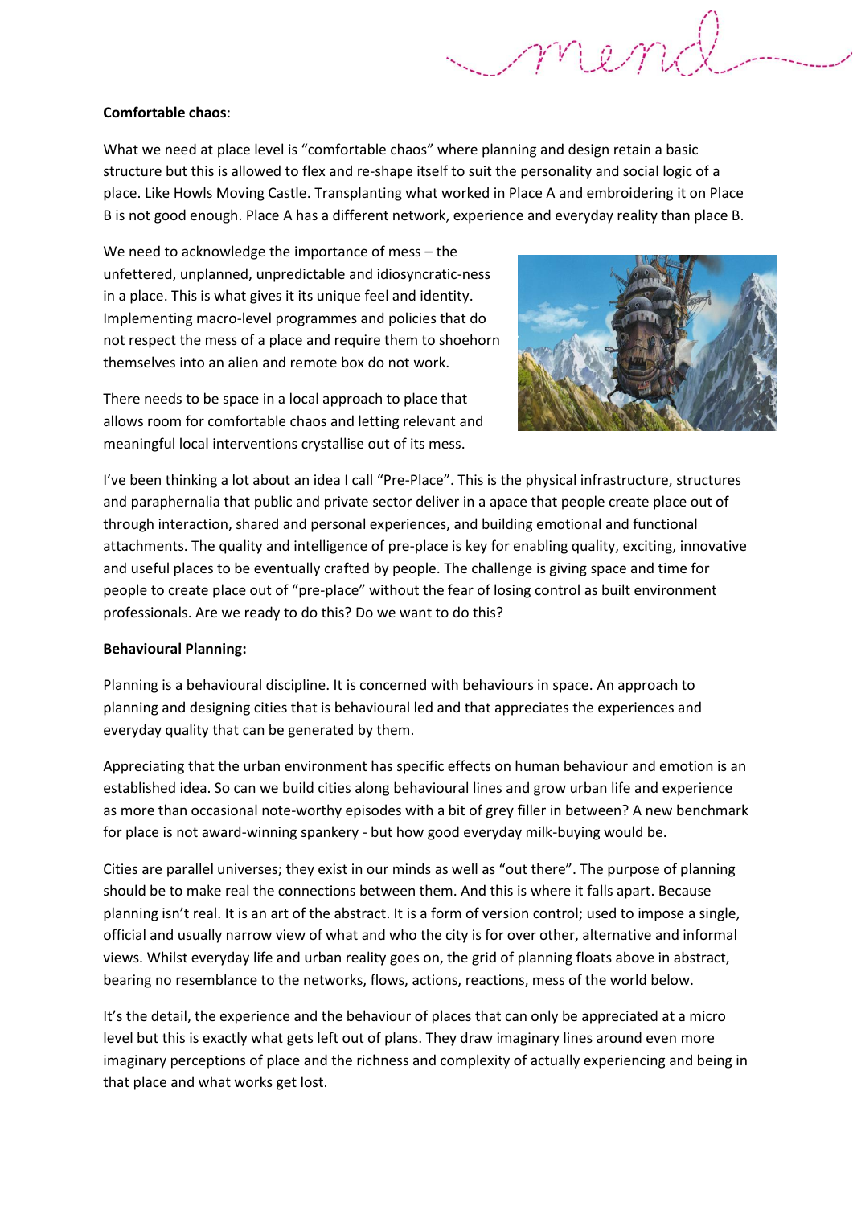**Comfortable chaos**:

What we need at place level is "comfortable chaos" where planning and design retain a basic structure but this is allowed to flex and re-shape itself to suit the personality and social logic of a place. Like Howls Moving Castle. Transplanting what worked in Place A and embroidering it on Place B is not good enough. Place A has a different network, experience and everyday reality than place B.

We need to acknowledge the importance of mess – the unfettered, unplanned, unpredictable and idiosyncratic-ness in a place. This is what gives it its unique feel and identity. Implementing macro-level programmes and policies that do not respect the mess of a place and require them to shoehorn themselves into an alien and remote box do not work.

There needs to be space in a local approach to place that allows room for comfortable chaos and letting relevant and meaningful local interventions crystallise out of its mess.

I've been thinking a lot about an idea I call "Pre-Place". This is the physical infrastructure, structures and paraphernalia that public and private sector deliver in a apace that people create place out of through interaction, shared and personal experiences, and building emotional and functional attachments. The quality and intelligence of pre-place is key for enabling quality, exciting, innovative and useful places to be eventually crafted by people. The challenge is giving space and time for people to create place out of "pre-place" without the fear of losing control as built environment professionals. Are we ready to do this? Do we want to do this?

**Behavioural Planning:**

Planning is a behavioural discipline. It is concerned with behaviours in space. An approach to planning and designing cities that is behavioural led and that appreciates the experiences and everyday quality that can be generated by them.

Appreciating that the urban environment has specific effects on human behaviour and emotion is an established idea. So can we build cities along behavioural lines and grow urban life and experience as more than occasional note-worthy episodes with a bit of grey filler in between? A new benchmark for place is not award-winning spankery - but how good everyday milk-buying would be.

Cities are parallel universes; they exist in our minds as well as "out there". The purpose of planning should be to make real the connections between them. And this is where it falls apart. Because planning isn't real. It is an art of the abstract. It is a form of version control; used to impose a single, official and usually narrow view of what and who the city is for over other, alternative and informal views. Whilst everyday life and urban reality goes on, the grid of planning floats above in abstract, bearing no resemblance to the networks, flows, actions, reactions, mess of the world below.

It's the detail, the experience and the behaviour of places that can only be appreciated at a micro level but this is exactly what gets left out of plans. They draw imaginary lines around even more imaginary perceptions of place and the richness and complexity of actually experiencing and being in that place and what works get lost.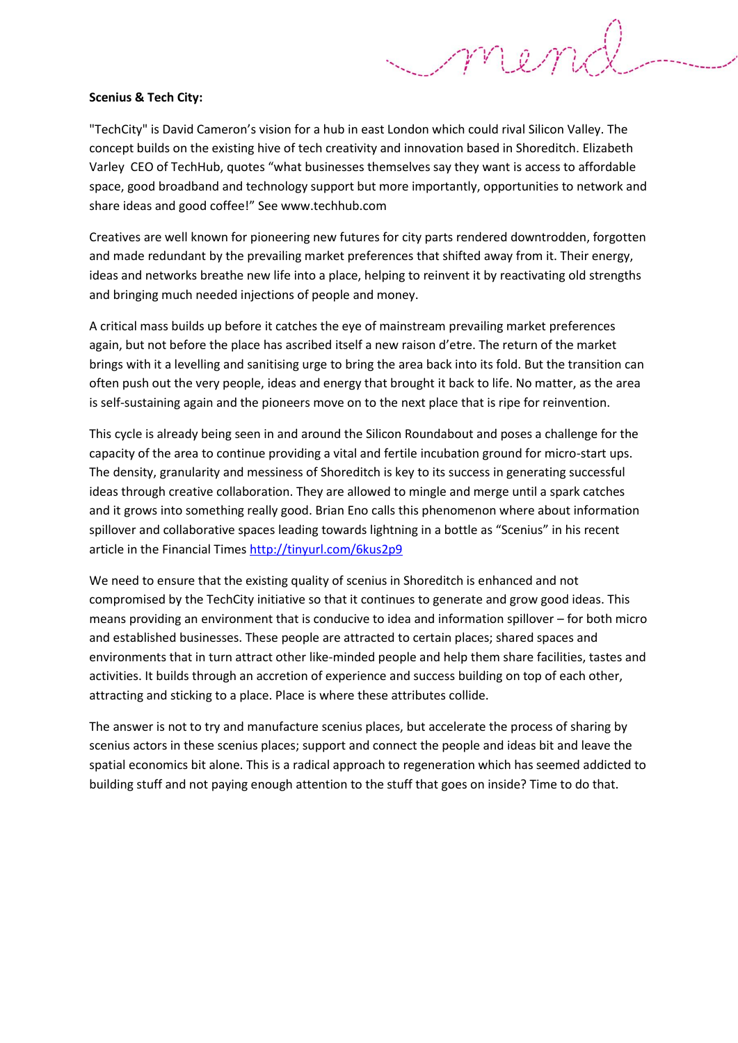**Scenius & Tech City:**

"TechCity" is David Cameron's vision for a hub in east London which could rival Silicon Valley. The concept builds on the existing hive of tech creativity and innovation based in Shoreditch. Elizabeth Varley CEO of TechHub, quotes "what businesses themselves say they want is access to affordable space, good broadband and technology support but more importantly, opportunities to network and share ideas and good coffee!" See www.techhub.com

Creatives are well known for pioneering new futures for city parts rendered downtrodden, forgotten and made redundant by the prevailing market preferences that shifted away from it. Their energy, ideas and networks breathe new life into a place, helping to reinvent it by reactivating old strengths and bringing much needed injections of people and money.

A critical mass builds up before it catches the eye of mainstream prevailing market preferences again, but not before the place has ascribed itself a new raison d'etre. The return of the market brings with it a levelling and sanitising urge to bring the area back into its fold. But the transition can often push out the very people, ideas and energy that brought it back to life. No matter, as the area is self-sustaining again and the pioneers move on to the next place that is ripe for reinvention.

This cycle is already being seen in and around the Silicon Roundabout and poses a challenge for the capacity of the area to continue providing a vital and fertile incubation ground for micro-start ups. The density, granularity and messiness of Shoreditch is key to its success in generating successful ideas through creative collaboration. They are allowed to mingle and merge until a spark catches and it grows into something really good. Brian Eno calls this phenomenon where about information spillover and collaborative spaces leading towards lightning in a bottle as "Scenius" in his recent article in the Financial Times [http://tinyurl.com/6kus2p9](http://tinyurl.com/6kus2p9)

We need to ensure that the existing quality of scenius in Shoreditch is enhanced and not compromised by the TechCity initiative so that it continues to generate and grow good ideas. This means providing an environment that is conducive to idea and information spillover – for both micro and established businesses. These people are attracted to certain places; shared spaces and environments that in turn attract other like-minded people and help them share facilities, tastes and activities. It builds through an accretion of experience and success building on top of each other, attracting and sticking to a place. Place is where these attributes collide.

The answer is not to try and manufacture scenius places, but accelerate the process of sharing by scenius actors in these scenius places; support and connect the people and ideas bit and leave the spatial economics bit alone. This is a radical approach to regeneration which has seemed addicted to building stuff and not paying enough attention to the stuff that goes on inside? Time to do that.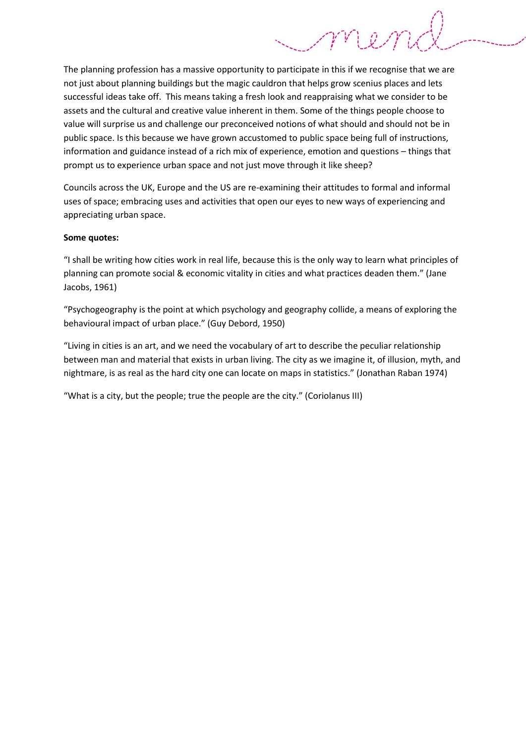The planning profession has a massive opportunity to participate in this if we recognise that we are not just about planning buildings but the magic cauldron that helps grow scenius places and lets successful ideas take off. This means taking a fresh look and reappraising what we consider to be assets and the cultural and creative value inherent in them. Some of the things people choose to value will surprise us and challenge our preconceived notions of what should and should not be in public space. Is this because we have grown accustomed to public space being full of instructions, information and guidance instead of a rich mix of experience, emotion and questions – things that prompt us to experience urban space and not just move through it like sheep?

Councils across the UK, Europe and the US are re-examining their attitudes to formal and informal uses of space; embracing uses and activities that open our eyes to new ways of experiencing and appreciating urban space.

**Some quotes:**

"I shall be writing how cities work in real life, because this is the only way to learn what principles of planning can promote social & economic vitality in cities and what practices deaden them." (Jane Jacobs, 1961)

"Psychogeography is the point at which psychology and geography collide, a means of exploring the behavioural impact of urban place." (Guy Debord, 1950)

"Living in cities is an art, and we need the vocabulary of art to describe the peculiar relationship between man and material that exists in urban living. The city as we imagine it, of illusion, myth, and nightmare, is as real as the hard city one can locate on maps in statistics." (Jonathan Raban 1974)

"What is a city, but the people; true the people are the city." (Coriolanus III)